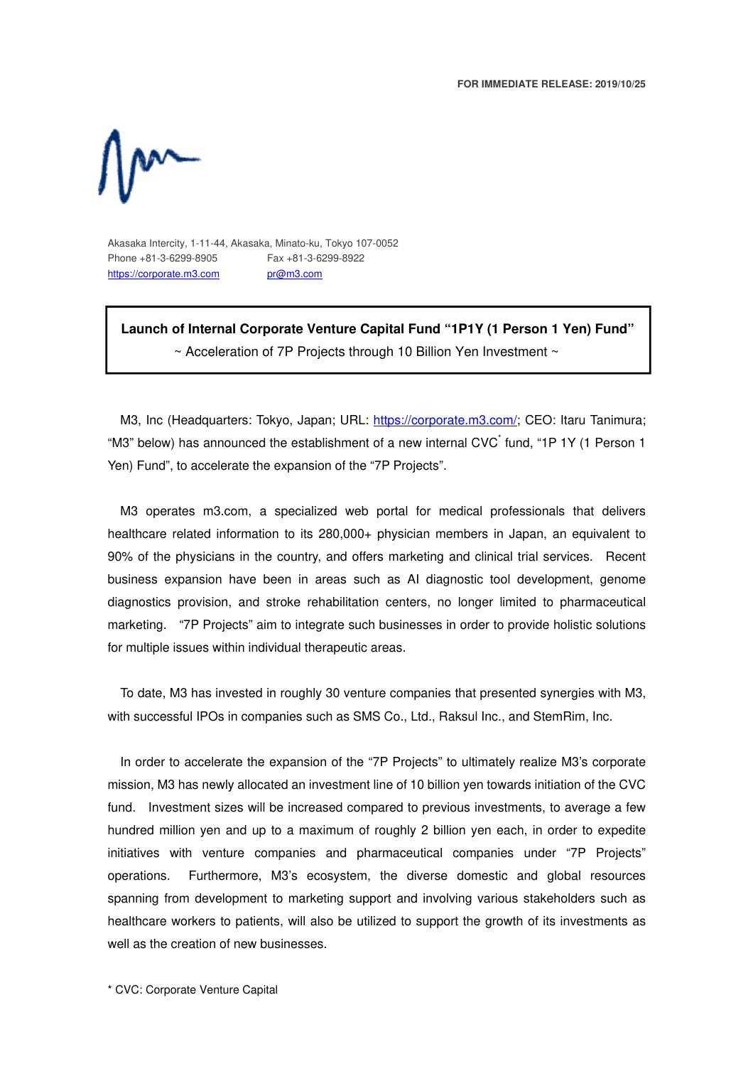FOR IMMEDIATE RELEASE: 2019/10/25

Akasaka Intercity, 1-11-44, Akasaka, Minato-ku, Tokyo 107-0052
Phone +81-3-6299-8905 Fax +81-3-6299-8922
https://corporate.m3.com pr@m3.com

# Launch of Internal Corporate Venture Capital Fund "1P1Y (1 Person 1 Yen) Fund"

~ Acceleration of 7P Projects through 10 Billion Yen Investment ~

M3, Inc (Headquarters: Tokyo, Japan; URL: https://corporate.m3.com/; CEO: Itaru Tanimura; "M3" below) has announced the establishment of a new internal CVC* fund, "1P 1Y (1 Person 1 Yen) Fund", to accelerate the expansion of the "7P Projects".

M3 operates m3.com, a specialized web portal for medical professionals that delivers healthcare related information to its 280,000+ physician members in Japan, an equivalent to 90% of the physicians in the country, and offers marketing and clinical trial services. Recent business expansion have been in areas such as AI diagnostic tool development, genome diagnostics provision, and stroke rehabilitation centers, no longer limited to pharmaceutical marketing. "7P Projects" aim to integrate such businesses in order to provide holistic solutions for multiple issues within individual therapeutic areas.

To date, M3 has invested in roughly 30 venture companies that presented synergies with M3, with successful IPOs in companies such as SMS Co., Ltd., Raksul Inc., and StemRim, Inc.

In order to accelerate the expansion of the "7P Projects" to ultimately realize M3's corporate mission, M3 has newly allocated an investment line of 10 billion yen towards initiation of the CVC fund. Investment sizes will be increased compared to previous investments, to average a few hundred million yen and up to a maximum of roughly 2 billion yen each, in order to expedite initiatives with venture companies and pharmaceutical companies under "7P Projects" operations. Furthermore, M3's ecosystem, the diverse domestic and global resources spanning from development to marketing support and involving various stakeholders such as healthcare workers to patients, will also be utilized to support the growth of its investments as well as the creation of new businesses.

* CVC: Corporate Venture Capital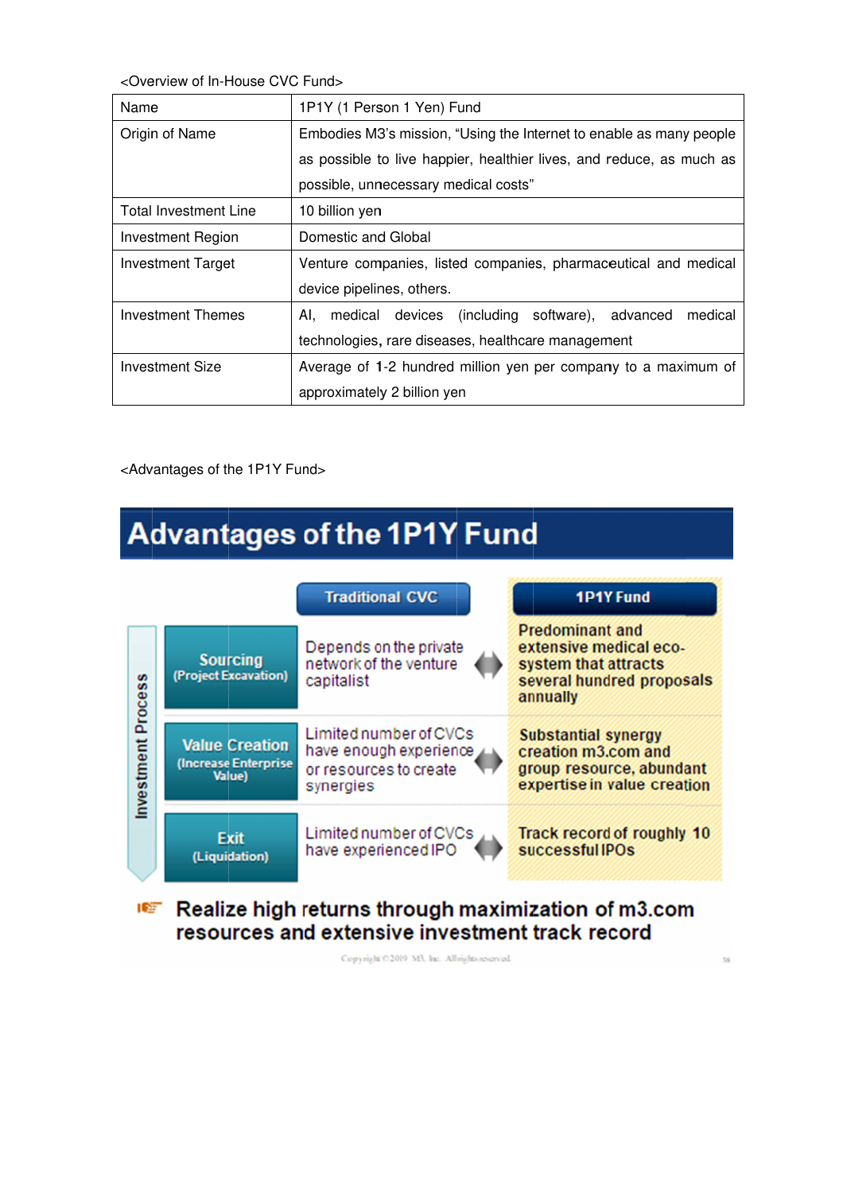<Overview of In-House CVC Fund>

| Name | 1P1Y (1 Person 1 Yen) Fund |
|---|---|
| Origin of Name | Embodies M3's mission, "Using the Internet to enable as many people as possible to live happier, healthier lives, and reduce, as much as possible, unnecessary medical costs" |
| Total Investment Line | 10 billion yen |
| Investment Region | Domestic and Global |
| Investment Target | Venture companies, listed companies, pharmaceutical and medical device pipelines, others. |
| Investment Themes | AI, medical devices (including software), advanced medical technologies, rare diseases, healthcare management |
| Investment Size | Average of 1-2 hundred million yen per company to a maximum of approximately 2 billion yen |

<Advantages of the 1P1Y Fund>

## Advantages of the 1P1Y Fund

| Investment Process | Traditional CVC | 1P1Y Fund |
|---|---|---|
| Sourcing (Project Excavation) | Depends on the private network of the venture capitalist | Predominant and extensive medical eco-system that attracts several hundred proposals annually |
| Value Creation (Increase Enterprise Value) | Limited number of CVCs have enough experience or resources to create synergies | Substantial synergy creation m3.com and group resource, abundant expertise in value creation |
| Exit (Liquidation) | Limited number of CVCs have experienced IPO | Track record of roughly 10 successful IPOs |

**Realize high returns through maximization of m3.com resources and extensive investment track record**

Copyright ©2019 M3, Inc. All rights reserved.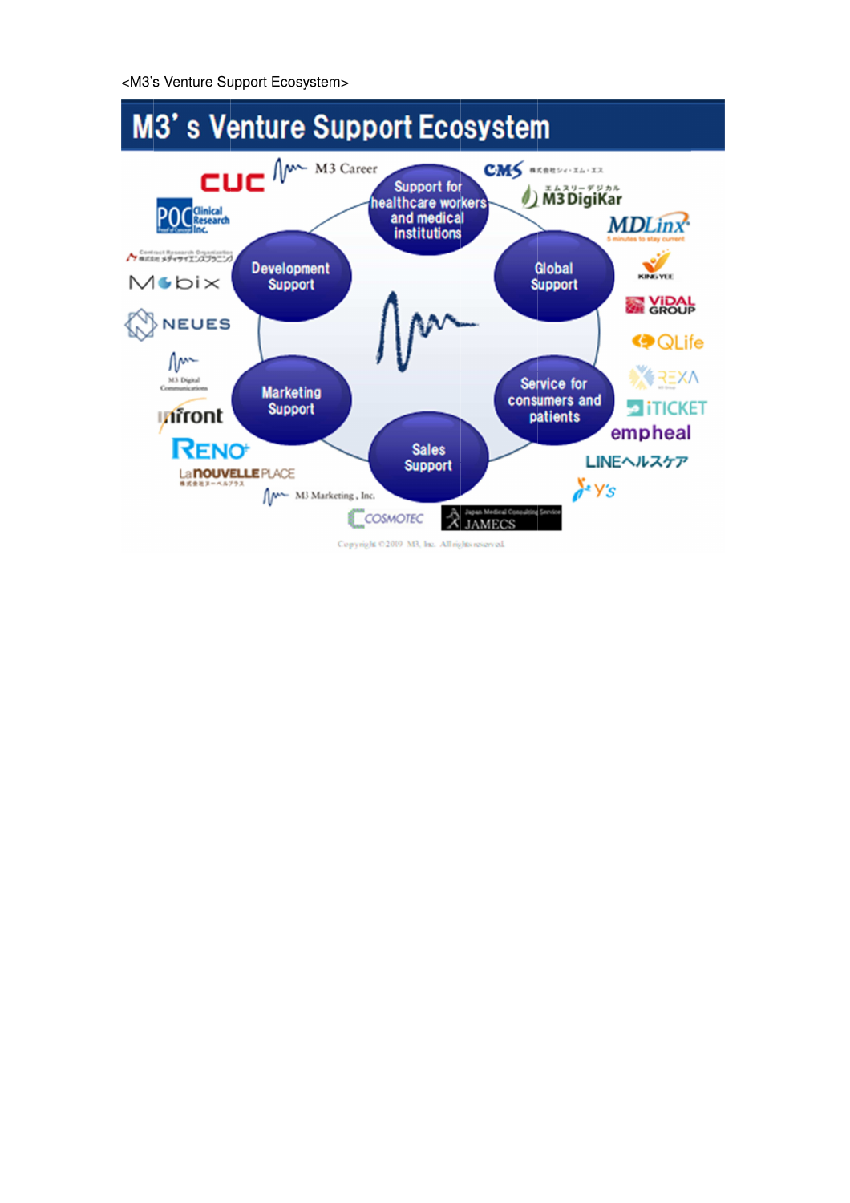<M3's Venture Support Ecosystem>

M3's Venture Support Ecosystem

Support for healthcare workers and medical institutions

Global Support

Service for consumers and patients

Sales Support

Marketing Support

Development Support

CUC

M3 Career

CMS 株式会社シィ・エム・エス

エムスリーデジカル M3 DigiKar

MDLinx 5 minutes to stay current

KING YEE

VIDAL GROUP

QLife

REXA

iTICKET

empheal

LINEヘルスケア

Y's

POC Clinical Research Inc.

株式会社メディサイエンスプラニング

Mobix

NEUES

M3 Digital Communications

unfront

RENO

La NOUVELLE PLACE 株式会社ヌーベルプラス

M3 Marketing, Inc.

COSMOTEC

Japan Medical Consulting Service JAMECS

Copyright ©2019 M3, Inc. All rights reserved.